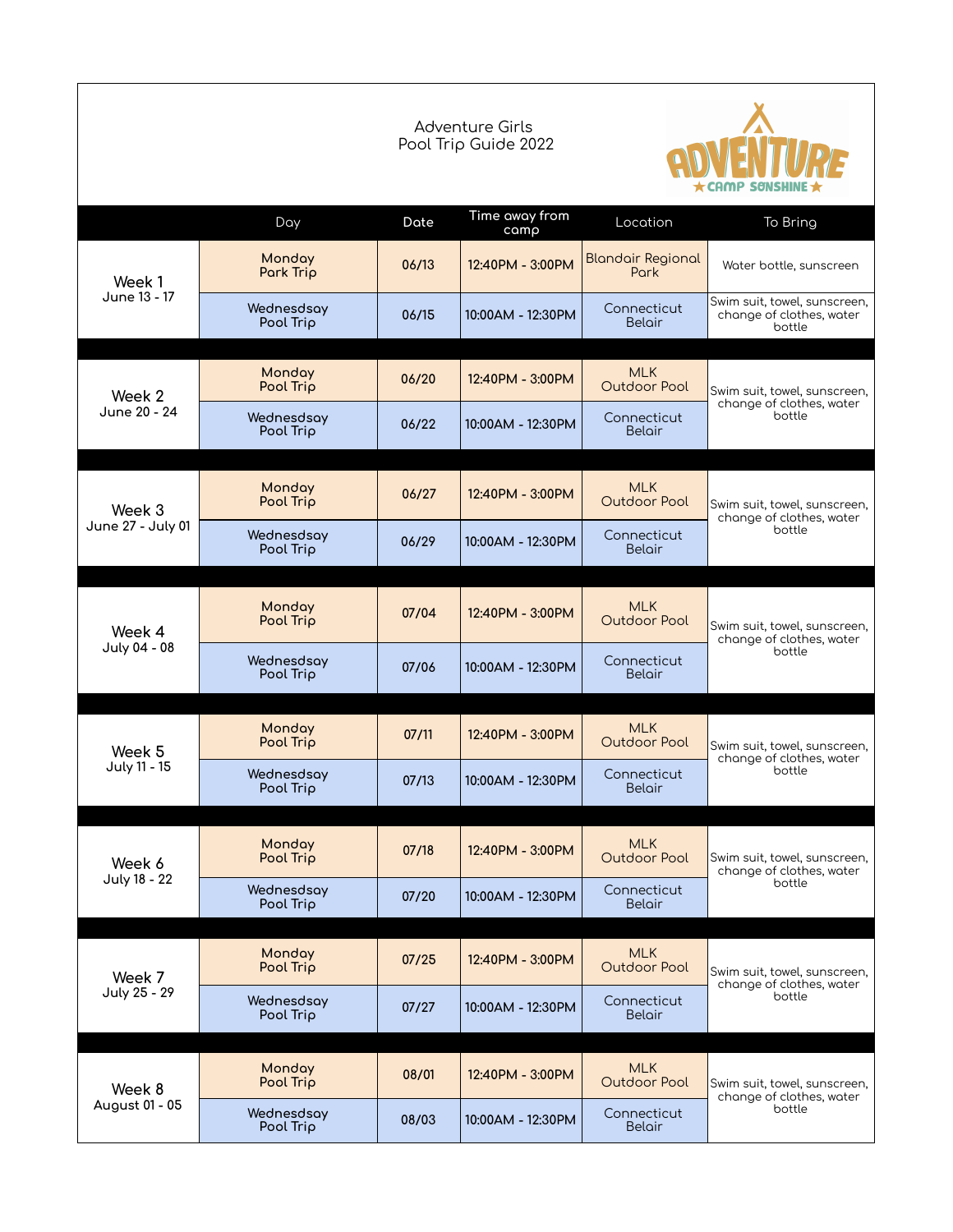# Adventure Girls
## Pool Trip Guide 2022

ADVENTURE
★ CAMP SONSHINE ★

| | Day | Date | Time away from camp | Location | To Bring |
|---|---|---|---|---|---|
| Week 1 June 13 - 17 | Monday Park Trip | 06/13 | 12:40PM - 3:00PM | Blandair Regional Park | Water bottle, sunscreen |
| | Wednesday Pool Trip | 06/15 | 10:00AM - 12:30PM | Connecticut Belair | Swim suit, towel, sunscreen, change of clothes, water bottle |
| Week 2 June 20 - 24 | Monday Pool Trip | 06/20 | 12:40PM - 3:00PM | MLK Outdoor Pool | Swim suit, towel, sunscreen, change of clothes, water bottle |
| | Wednesday Pool Trip | 06/22 | 10:00AM - 12:30PM | Connecticut Belair | |
| Week 3 June 27 - July 01 | Monday Pool Trip | 06/27 | 12:40PM - 3:00PM | MLK Outdoor Pool | Swim suit, towel, sunscreen, change of clothes, water bottle |
| | Wednesday Pool Trip | 06/29 | 10:00AM - 12:30PM | Connecticut Belair | |
| Week 4 July 04 - 08 | Monday Pool Trip | 07/04 | 12:40PM - 3:00PM | MLK Outdoor Pool | Swim suit, towel, sunscreen, change of clothes, water bottle |
| | Wednesday Pool Trip | 07/06 | 10:00AM - 12:30PM | Connecticut Belair | |
| Week 5 July 11 - 15 | Monday Pool Trip | 07/11 | 12:40PM - 3:00PM | MLK Outdoor Pool | Swim suit, towel, sunscreen, change of clothes, water bottle |
| | Wednesday Pool Trip | 07/13 | 10:00AM - 12:30PM | Connecticut Belair | |
| Week 6 July 18 - 22 | Monday Pool Trip | 07/18 | 12:40PM - 3:00PM | MLK Outdoor Pool | Swim suit, towel, sunscreen, change of clothes, water bottle |
| | Wednesday Pool Trip | 07/20 | 10:00AM - 12:30PM | Connecticut Belair | |
| Week 7 July 25 - 29 | Monday Pool Trip | 07/25 | 12:40PM - 3:00PM | MLK Outdoor Pool | Swim suit, towel, sunscreen, change of clothes, water bottle |
| | Wednesday Pool Trip | 07/27 | 10:00AM - 12:30PM | Connecticut Belair | |
| Week 8 August 01 - 05 | Monday Pool Trip | 08/01 | 12:40PM - 3:00PM | MLK Outdoor Pool | Swim suit, towel, sunscreen, change of clothes, water bottle |
| | Wednesday Pool Trip | 08/03 | 10:00AM - 12:30PM | Connecticut Belair | |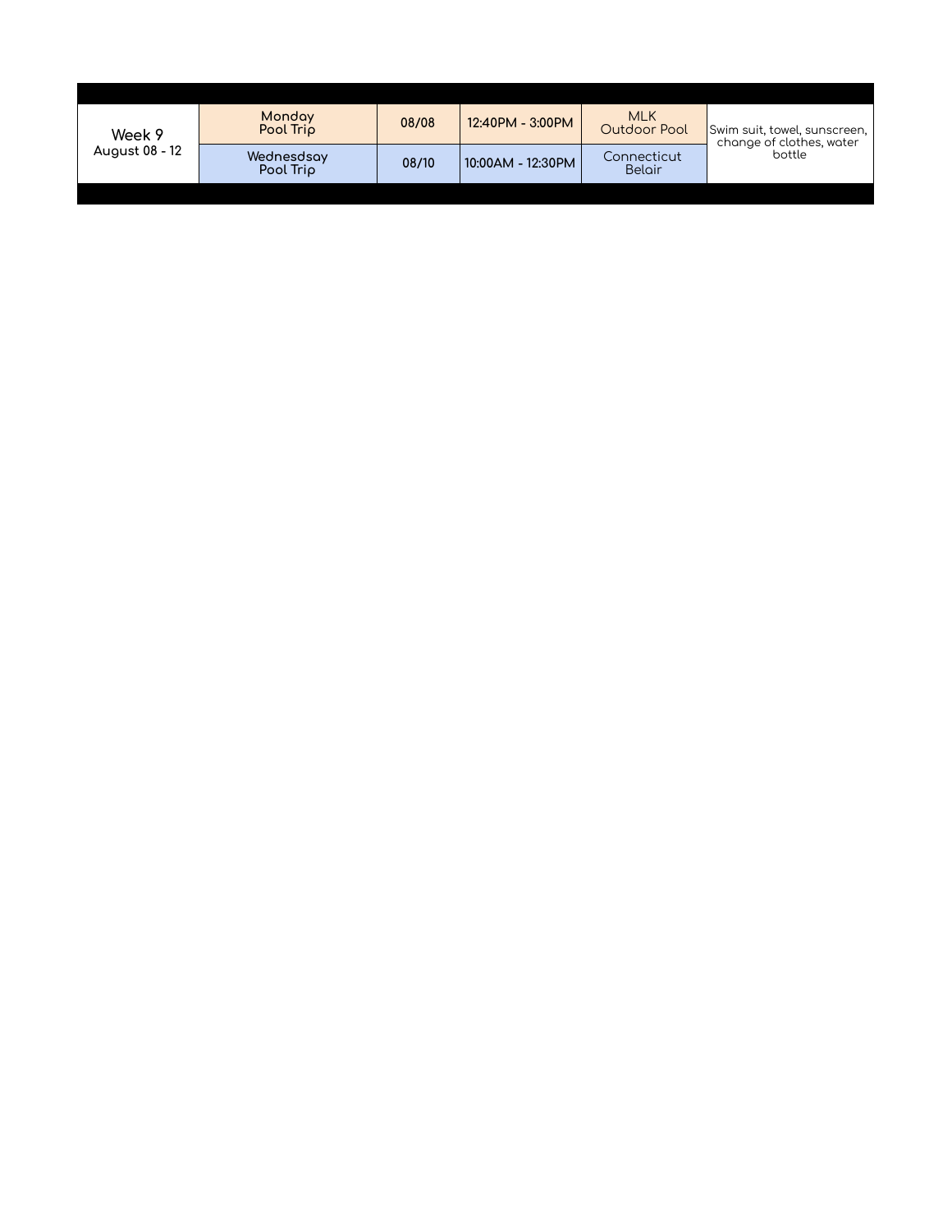| | | | | | |
|---|---|---|---|---|---|
| Week 9<br>August 08 - 12 | Monday<br>Pool Trip | 08/08 | 12:40PM - 3:00PM | MLK<br>Outdoor Pool | Swim suit, towel, sunscreen, change of clothes, water bottle |
| | Wednesdsay<br>Pool Trip | 08/10 | 10:00AM - 12:30PM | Connecticut<br>Belair | |